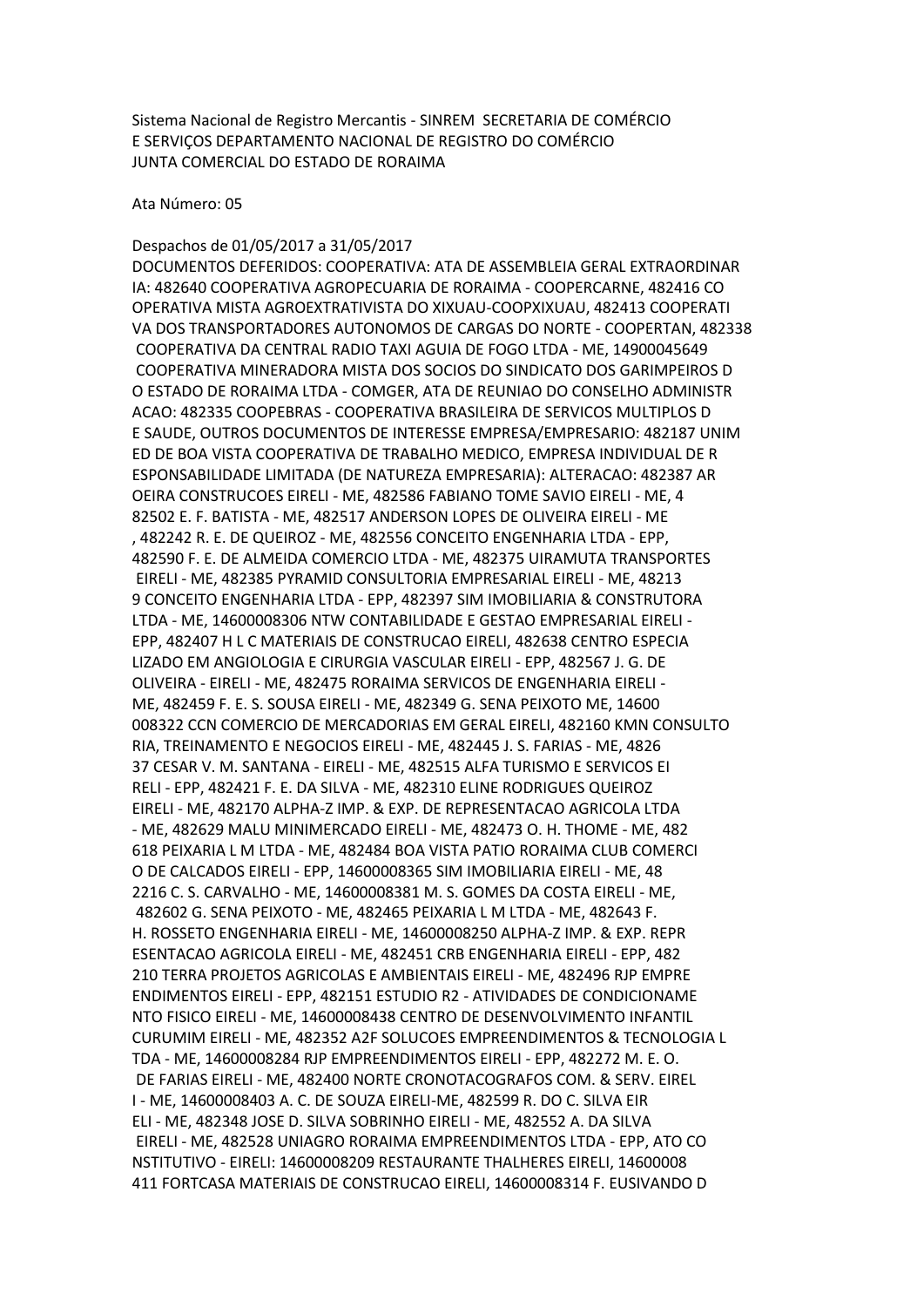Sistema Nacional de Registro Mercantis - SINREM SECRETARIA DE COMÉRCIO E SERVIÇOS DEPARTAMENTO NACIONAL DE REGISTRO DO COMÉRCIO JUNTA COMERCIAL DO ESTADO DE RORAIMA

Ata Número: 05

Despachos de 01/05/2017 a 31/05/2017

DOCUMENTOS DEFERIDOS: COOPERATIVA: ATA DE ASSEMBLEIA GERAL EXTRAORDINAR IA: 482640 COOPERATIVA AGROPECUARIA DE RORAIMA - COOPERCARNE, 482416 CO OPERATIVA MISTA AGROEXTRATIVISTA DO XIXUAU-COOPXIXUAU, 482413 COOPERATI VA DOS TRANSPORTADORES AUTONOMOS DE CARGAS DO NORTE - COOPERTAN, 482338 COOPERATIVA DA CENTRAL RADIO TAXI AGUIA DE FOGO LTDA - ME, 14900045649 COOPERATIVA MINERADORA MISTA DOS SOCIOS DO SINDICATO DOS GARIMPEIROS D O ESTADO DE RORAIMA LTDA - COMGER, ATA DE REUNIAO DO CONSELHO ADMINISTR ACAO: 482335 COOPEBRAS - COOPERATIVA BRASILEIRA DE SERVICOS MULTIPLOS D E SAUDE, OUTROS DOCUMENTOS DE INTERESSE EMPRESA/EMPRESARIO: 482187 UNIM ED DE BOA VISTA COOPERATIVA DE TRABALHO MEDICO, EMPRESA INDIVIDUAL DE R ESPONSABILIDADE LIMITADA (DE NATUREZA EMPRESARIA): ALTERACAO: 482387 AR OEIRA CONSTRUCOES EIRELI - ME, 482586 FABIANO TOME SAVIO EIRELI - ME, 4 82502 E. F. BATISTA - ME, 482517 ANDERSON LOPES DE OLIVEIRA EIRELI - ME , 482242 R. E. DE QUEIROZ - ME, 482556 CONCEITO ENGENHARIA LTDA - EPP, 482590 F. E. DE ALMEIDA COMERCIO LTDA - ME, 482375 UIRAMUTA TRANSPORTES EIRELI - ME, 482385 PYRAMID CONSULTORIA EMPRESARIAL EIRELI - ME, 48213 9 CONCEITO ENGENHARIA LTDA - EPP, 482397 SIM IMOBILIARIA & CONSTRUTORA LTDA - ME, 14600008306 NTW CONTABILIDADE E GESTAO EMPRESARIAL EIRELI - EPP, 482407 H L C MATERIAIS DE CONSTRUCAO EIRELI, 482638 CENTRO ESPECIA LIZADO EM ANGIOLOGIA E CIRURGIA VASCULAR EIRELI - EPP, 482567 J. G. DE OLIVEIRA - EIRELI - ME, 482475 RORAIMA SERVICOS DE ENGENHARIA EIRELI - ME, 482459 F. E. S. SOUSA EIRELI - ME, 482349 G. SENA PEIXOTO ME, 14600 008322 CCN COMERCIO DE MERCADORIAS EM GERAL EIRELI, 482160 KMN CONSULTO RIA, TREINAMENTO E NEGOCIOS EIRELI - ME, 482445 J. S. FARIAS - ME, 4826 37 CESAR V. M. SANTANA - EIRELI - ME, 482515 ALFA TURISMO E SERVICOS EI RELI - EPP, 482421 F. E. DA SILVA - ME, 482310 ELINE RODRIGUES QUEIROZ EIRELI - ME, 482170 ALPHA-Z IMP. & EXP. DE REPRESENTACAO AGRICOLA LTDA - ME, 482629 MALU MINIMERCADO EIRELI - ME, 482473 O. H. THOME - ME, 482 618 PEIXARIA L M LTDA - ME, 482484 BOA VISTA PATIO RORAIMA CLUB COMERCI O DE CALCADOS EIRELI - EPP, 14600008365 SIM IMOBILIARIA EIRELI - ME, 48 2216 C. S. CARVALHO - ME, 14600008381 M. S. GOMES DA COSTA EIRELI - ME, 482602 G. SENA PEIXOTO - ME, 482465 PEIXARIA L M LTDA - ME, 482643 F. H. ROSSETO ENGENHARIA EIRELI - ME, 14600008250 ALPHA-Z IMP. & EXP. REPR ESENTACAO AGRICOLA EIRELI - ME, 482451 CRB ENGENHARIA EIRELI - EPP, 482 210 TERRA PROJETOS AGRICOLAS E AMBIENTAIS EIRELI - ME, 482496 RJP EMPRE ENDIMENTOS EIRELI - EPP, 482151 ESTUDIO R2 - ATIVIDADES DE CONDICIONAME NTO FISICO EIRELI - ME, 14600008438 CENTRO DE DESENVOLVIMENTO INFANTIL CURUMIM EIRELI - ME, 482352 A2F SOLUCOES EMPREENDIMENTOS & TECNOLOGIA L TDA - ME, 14600008284 RJP EMPREENDIMENTOS EIRELI - EPP, 482272 M. E. O. DE FARIAS EIRELI - ME, 482400 NORTE CRONOTACOGRAFOS COM. & SERV. EIREL I - ME, 14600008403 A. C. DE SOUZA EIRELI-ME, 482599 R. DO C. SILVA EIR ELI - ME, 482348 JOSE D. SILVA SOBRINHO EIRELI - ME, 482552 A. DA SILVA EIRELI - ME, 482528 UNIAGRO RORAIMA EMPREENDIMENTOS LTDA - EPP, ATO CO NSTITUTIVO - EIRELI: 14600008209 RESTAURANTE THALHERES EIRELI, 14600008 411 FORTCASA MATERIAIS DE CONSTRUCAO EIRELI, 14600008314 F. EUSIVANDO D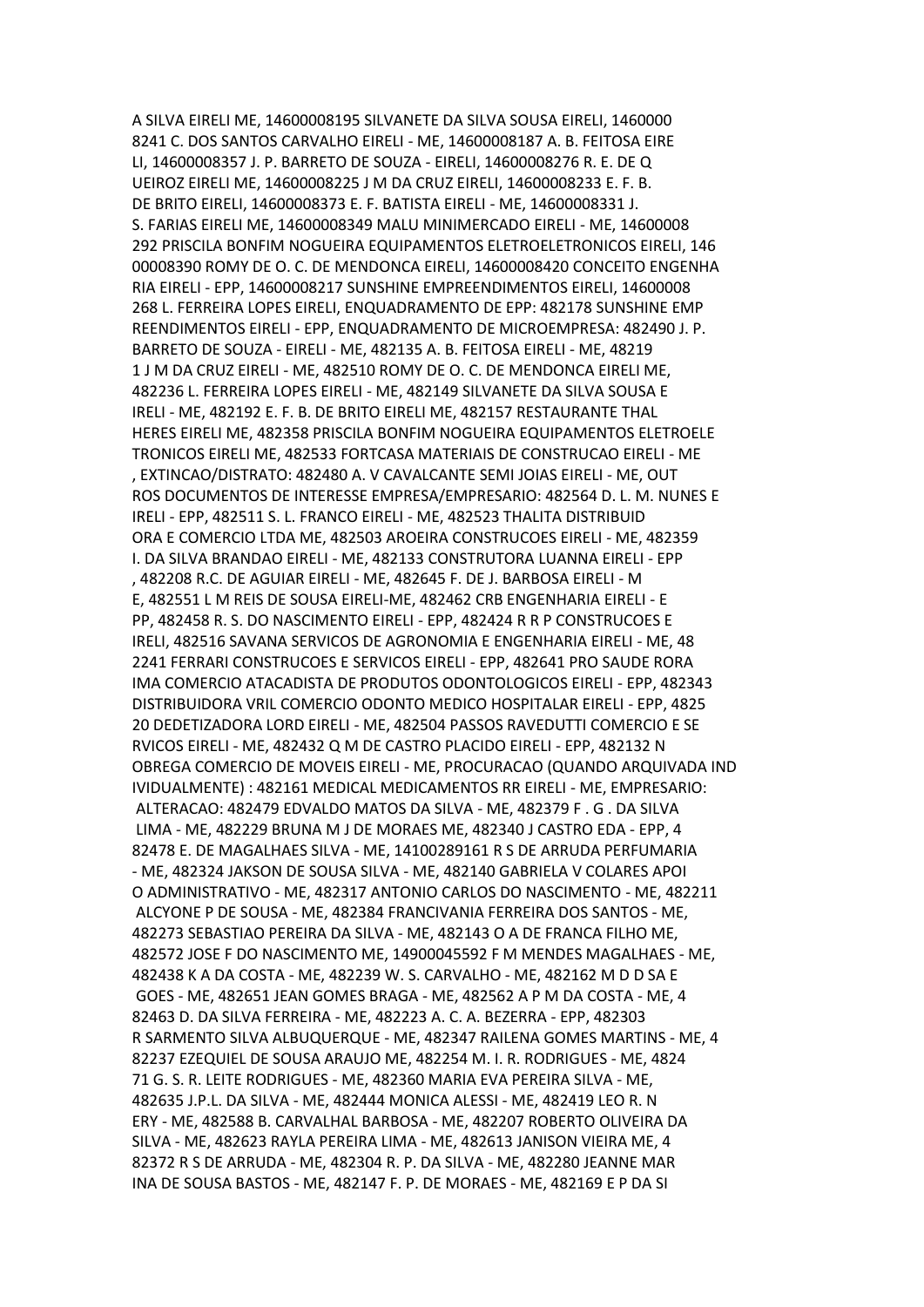A SILVA EIRELI ME, 14600008195 SILVANETE DA SILVA SOUSA EIRELI, 1460000
8241 C. DOS SANTOS CARVALHO EIRELI - ME, 14600008187 A. B. FEITOSA EIRE
LI, 14600008357 J. P. BARRETO DE SOUZA - EIRELI, 14600008276 R. E. DE Q
UEIROZ EIRELI ME, 14600008225 J M DA CRUZ EIRELI, 14600008233 E. F. B.
DE BRITO EIRELI, 14600008373 E. F. BATISTA EIRELI - ME, 14600008331 J.
S. FARIAS EIRELI ME, 14600008349 MALU MINIMERCADO EIRELI - ME, 14600008
292 PRISCILA BONFIM NOGUEIRA EQUIPAMENTOS ELETROELETRONICOS EIRELI, 146
00008390 ROMY DE O. C. DE MENDONCA EIRELI, 14600008420 CONCEITO ENGENHA
RIA EIRELI - EPP, 14600008217 SUNSHINE EMPREENDIMENTOS EIRELI, 14600008
268 L. FERREIRA LOPES EIRELI, ENQUADRAMENTO DE EPP: 482178 SUNSHINE EMP
REENDIMENTOS EIRELI - EPP, ENQUADRAMENTO DE MICROEMPRESA: 482490 J. P.
BARRETO DE SOUZA - EIRELI - ME, 482135 A. B. FEITOSA EIRELI - ME, 48219
1 J M DA CRUZ EIRELI - ME, 482510 ROMY DE O. C. DE MENDONCA EIRELI ME,
482236 L. FERREIRA LOPES EIRELI - ME, 482149 SILVANETE DA SILVA SOUSA E
IRELI - ME, 482192 E. F. B. DE BRITO EIRELI ME, 482157 RESTAURANTE THAL
HERES EIRELI ME, 482358 PRISCILA BONFIM NOGUEIRA EQUIPAMENTOS ELETROELE
TRONICOS EIRELI ME, 482533 FORTCASA MATERIAIS DE CONSTRUCAO EIRELI - ME
, EXTINCAO/DISTRATO: 482480 A. V CAVALCANTE SEMI JOIAS EIRELI - ME, OUT
ROS DOCUMENTOS DE INTERESSE EMPRESA/EMPRESARIO: 482564 D. L. M. NUNES E
IRELI - EPP, 482511 S. L. FRANCO EIRELI - ME, 482523 THALITA DISTRIBUID
ORA E COMERCIO LTDA ME, 482503 AROEIRA CONSTRUCOES EIRELI - ME, 482359
I. DA SILVA BRANDAO EIRELI - ME, 482133 CONSTRUTORA LUANNA EIRELI - EPP
, 482208 R.C. DE AGUIAR EIRELI - ME, 482645 F. DE J. BARBOSA EIRELI - M
E, 482551 L M REIS DE SOUSA EIRELI-ME, 482462 CRB ENGENHARIA EIRELI - E
PP, 482458 R. S. DO NASCIMENTO EIRELI - EPP, 482424 R R P CONSTRUCOES E
IRELI, 482516 SAVANA SERVICOS DE AGRONOMIA E ENGENHARIA EIRELI - ME, 48
2241 FERRARI CONSTRUCOES E SERVICOS EIRELI - EPP, 482641 PRO SAUDE RORA
IMA COMERCIO ATACADISTA DE PRODUTOS ODONTOLOGICOS EIRELI - EPP, 482343
DISTRIBUIDORA VRIL COMERCIO ODONTO MEDICO HOSPITALAR EIRELI - EPP, 4825
20 DEDETIZADORA LORD EIRELI - ME, 482504 PASSOS RAVEDUTTI COMERCIO E SE
RVICOS EIRELI - ME, 482432 Q M DE CASTRO PLACIDO EIRELI - EPP, 482132 N
OBREGA COMERCIO DE MOVEIS EIRELI - ME, PROCURACAO (QUANDO ARQUIVADA IND
IVIDUALMENTE) : 482161 MEDICAL MEDICAMENTOS RR EIRELI - ME, EMPRESARIO:
ALTERACAO: 482479 EDVALDO MATOS DA SILVA - ME, 482379 F . G . DA SILVA
LIMA - ME, 482229 BRUNA M J DE MORAES ME, 482340 J CASTRO EDA - EPP, 4
82478 E. DE MAGALHAES SILVA - ME, 14100289161 R S DE ARRUDA PERFUMARIA
- ME, 482324 JAKSON DE SOUSA SILVA - ME, 482140 GABRIELA V COLARES APOI
O ADMINISTRATIVO - ME, 482317 ANTONIO CARLOS DO NASCIMENTO - ME, 482211
ALCYONE P DE SOUSA - ME, 482384 FRANCIVANIA FERREIRA DOS SANTOS - ME,
482273 SEBASTIAO PEREIRA DA SILVA - ME, 482143 O A DE FRANCA FILHO ME,
482572 JOSE F DO NASCIMENTO ME, 14900045592 F M MENDES MAGALHAES - ME,
482438 K A DA COSTA - ME, 482239 W. S. CARVALHO - ME, 482162 M D D SA E
GOES - ME, 482651 JEAN GOMES BRAGA - ME, 482562 A P M DA COSTA - ME, 4
82463 D. DA SILVA FERREIRA - ME, 482223 A. C. A. BEZERRA - EPP, 482303
R SARMENTO SILVA ALBUQUERQUE - ME, 482347 RAILENA GOMES MARTINS - ME, 4
82237 EZEQUIEL DE SOUSA ARAUJO ME, 482254 M. I. R. RODRIGUES - ME, 4824
71 G. S. R. LEITE RODRIGUES - ME, 482360 MARIA EVA PEREIRA SILVA - ME,
482635 J.P.L. DA SILVA - ME, 482444 MONICA ALESSI - ME, 482419 LEO R. N
ERY - ME, 482588 B. CARVALHAL BARBOSA - ME, 482207 ROBERTO OLIVEIRA DA
SILVA - ME, 482623 RAYLA PEREIRA LIMA - ME, 482613 JANISON VIEIRA ME, 4
82372 R S DE ARRUDA - ME, 482304 R. P. DA SILVA - ME, 482280 JEANNE MAR
INA DE SOUSA BASTOS - ME, 482147 F. P. DE MORAES - ME, 482169 E P DA SI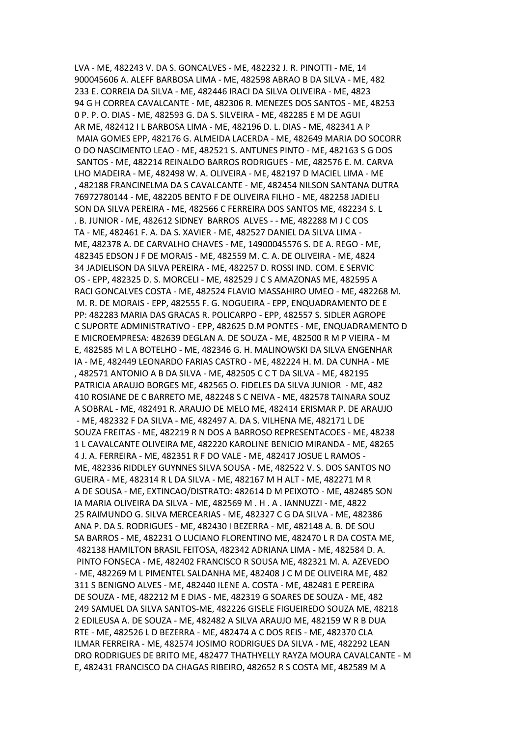LVA - ME, 482243 V. DA S. GONCALVES - ME, 482232 J. R. PINOTTI - ME, 14
900045606 A. ALEFF BARBOSA LIMA - ME, 482598 ABRAO B DA SILVA - ME, 482
233 E. CORREIA DA SILVA - ME, 482446 IRACI DA SILVA OLIVEIRA - ME, 4823
94 G H CORREA CAVALCANTE - ME, 482306 R. MENEZES DOS SANTOS - ME, 48253
0 P. P. O. DIAS - ME, 482593 G. DA S. SILVEIRA - ME, 482285 E M DE AGUI
AR ME, 482412 I L BARBOSA LIMA - ME, 482196 D. L. DIAS - ME, 482341 A P
MAIA GOMES EPP, 482176 G. ALMEIDA LACERDA - ME, 482649 MARIA DO SOCORR
O DO NASCIMENTO LEAO - ME, 482521 S. ANTUNES PINTO - ME, 482163 S G DOS
SANTOS - ME, 482214 REINALDO BARROS RODRIGUES - ME, 482576 E. M. CARVA
LHO MADEIRA - ME, 482498 W. A. OLIVEIRA - ME, 482197 D MACIEL LIMA - ME
, 482188 FRANCINELMA DA S CAVALCANTE - ME, 482454 NILSON SANTANA DUTRA
76972780144 - ME, 482205 BENTO F DE OLIVEIRA FILHO - ME, 482258 JADIELI
SON DA SILVA PEREIRA - ME, 482566 C FERREIRA DOS SANTOS ME, 482234 S. L
. B. JUNIOR - ME, 482612 SIDNEY BARROS ALVES - - ME, 482288 M J C COS
TA - ME, 482461 F. A. DA S. XAVIER - ME, 482527 DANIEL DA SILVA LIMA -
ME, 482378 A. DE CARVALHO CHAVES - ME, 14900045576 S. DE A. REGO - ME,
482345 EDSON J F DE MORAIS - ME, 482559 M. C. A. DE OLIVEIRA - ME, 4824
34 JADIELISON DA SILVA PEREIRA - ME, 482257 D. ROSSI IND. COM. E SERVIC
OS - EPP, 482325 D. S. MORCELI - ME, 482529 J C S AMAZONAS ME, 482595 A
RACI GONCALVES COSTA - ME, 482524 FLAVIO MASSAHIRO UMEO - ME, 482268 M.
M. R. DE MORAIS - EPP, 482555 F. G. NOGUEIRA - EPP, ENQUADRAMENTO DE E
PP: 482283 MARIA DAS GRACAS R. POLICARPO - EPP, 482557 S. SIDLER AGROPE
C SUPORTE ADMINISTRATIVO - EPP, 482625 D.M PONTES - ME, ENQUADRAMENTO D
E MICROEMPRESA: 482639 DEGLAN A. DE SOUZA - ME, 482500 R M P VIEIRA - M
E, 482585 M L A BOTELHO - ME, 482346 G. H. MALINOWSKI DA SILVA ENGENHAR
IA - ME, 482449 LEONARDO FARIAS CASTRO - ME, 482224 H. M. DA CUNHA - ME
, 482571 ANTONIO A B DA SILVA - ME, 482505 C C T DA SILVA - ME, 482195
PATRICIA ARAUJO BORGES ME, 482565 O. FIDELES DA SILVA JUNIOR - ME, 482
410 ROSIANE DE C BARRETO ME, 482248 S C NEIVA - ME, 482578 TAINARA SOUZ
A SOBRAL - ME, 482491 R. ARAUJO DE MELO ME, 482414 ERISMAR P. DE ARAUJO
- ME, 482332 F DA SILVA - ME, 482497 A. DA S. VILHENA ME, 482171 L DE
SOUZA FREITAS - ME, 482219 R N DOS A BARROSO REPRESENTACOES - ME, 48238
1 L CAVALCANTE OLIVEIRA ME, 482220 KAROLINE BENICIO MIRANDA - ME, 48265
4 J. A. FERREIRA - ME, 482351 R F DO VALE - ME, 482417 JOSUE L RAMOS -
ME, 482336 RIDDLEY GUYNNES SILVA SOUSA - ME, 482522 V. S. DOS SANTOS NO
GUEIRA - ME, 482314 R L DA SILVA - ME, 482167 M H ALT - ME, 482271 M R
A DE SOUSA - ME, EXTINCAO/DISTRATO: 482614 D M PEIXOTO - ME, 482485 SON
IA MARIA OLIVEIRA DA SILVA - ME, 482569 M . H . A . IANNUZZI - ME, 4822
25 RAIMUNDO G. SILVA MERCEARIAS - ME, 482327 C G DA SILVA - ME, 482386
ANA P. DA S. RODRIGUES - ME, 482430 I BEZERRA - ME, 482148 A. B. DE SOU
SA BARROS - ME, 482231 O LUCIANO FLORENTINO ME, 482470 L R DA COSTA ME,
482138 HAMILTON BRASIL FEITOSA, 482342 ADRIANA LIMA - ME, 482584 D. A.
PINTO FONSECA - ME, 482402 FRANCISCO R SOUSA ME, 482321 M. A. AZEVEDO
- ME, 482269 M L PIMENTEL SALDANHA ME, 482408 J C M DE OLIVEIRA ME, 482
311 S BENIGNO ALVES - ME, 482440 ILENE A. COSTA - ME, 482481 E PEREIRA
DE SOUZA - ME, 482212 M E DIAS - ME, 482319 G SOARES DE SOUZA - ME, 482
249 SAMUEL DA SILVA SANTOS-ME, 482226 GISELE FIGUEIREDO SOUZA ME, 48218
2 EDILEUSA A. DE SOUZA - ME, 482482 A SILVA ARAUJO ME, 482159 W R B DUA
RTE - ME, 482526 L D BEZERRA - ME, 482474 A C DOS REIS - ME, 482370 CLA
ILMAR FERREIRA - ME, 482574 JOSIMO RODRIGUES DA SILVA - ME, 482292 LEAN
DRO RODRIGUES DE BRITO ME, 482477 THATHYELLY RAYZA MOURA CAVALCANTE - M
E, 482431 FRANCISCO DA CHAGAS RIBEIRO, 482652 R S COSTA ME, 482589 M A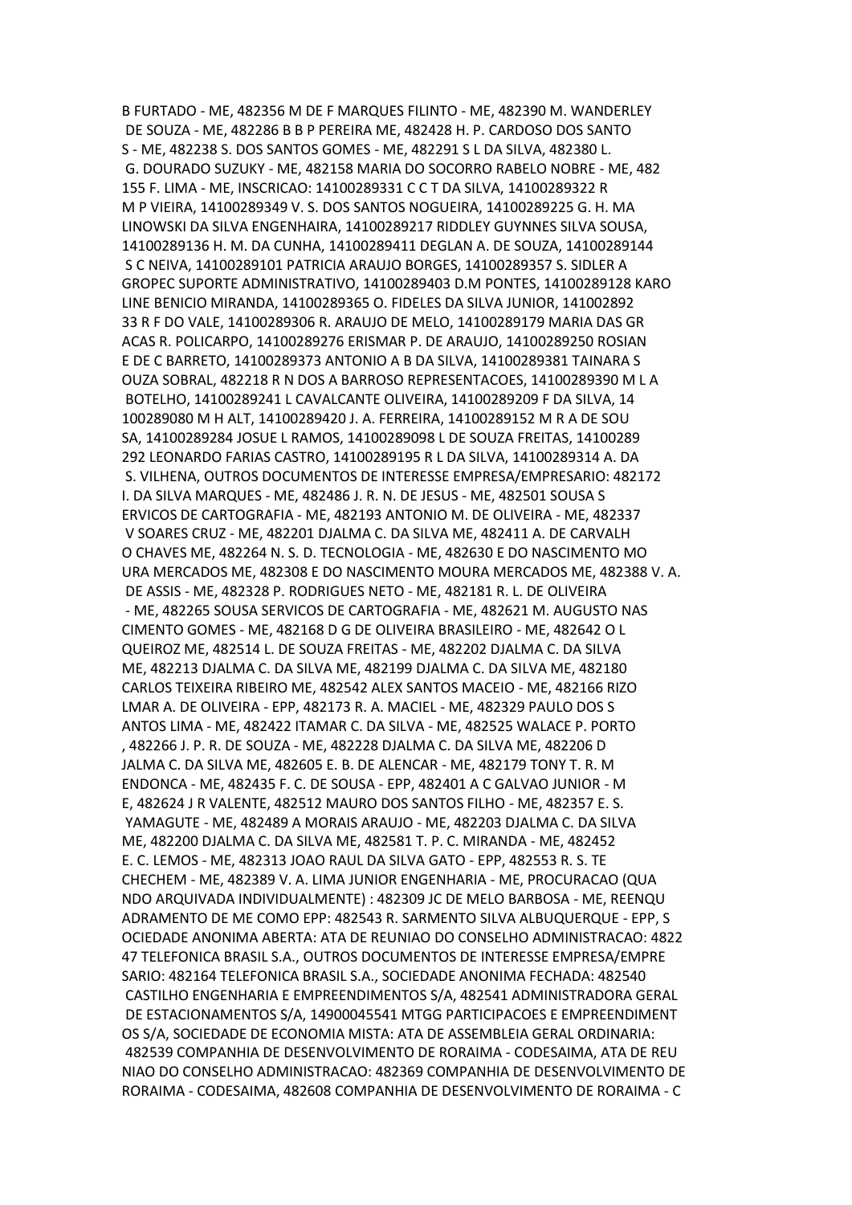B FURTADO - ME, 482356 M DE F MARQUES FILINTO - ME, 482390 M. WANDERLEY DE SOUZA - ME, 482286 B B P PEREIRA ME, 482428 H. P. CARDOSO DOS SANTO S - ME, 482238 S. DOS SANTOS GOMES - ME, 482291 S L DA SILVA, 482380 L. G. DOURADO SUZUKY - ME, 482158 MARIA DO SOCORRO RABELO NOBRE - ME, 482 155 F. LIMA - ME, INSCRICAO: 14100289331 C C T DA SILVA, 14100289322 R M P VIEIRA, 14100289349 V. S. DOS SANTOS NOGUEIRA, 14100289225 G. H. MA LINOWSKI DA SILVA ENGENHAIRA, 14100289217 RIDDLEY GUYNNES SILVA SOUSA, 14100289136 H. M. DA CUNHA, 14100289411 DEGLAN A. DE SOUZA, 14100289144 S C NEIVA, 14100289101 PATRICIA ARAUJO BORGES, 14100289357 S. SIDLER A GROPEC SUPORTE ADMINISTRATIVO, 14100289403 D.M PONTES, 14100289128 KARO LINE BENICIO MIRANDA, 14100289365 O. FIDELES DA SILVA JUNIOR, 141002892 33 R F DO VALE, 14100289306 R. ARAUJO DE MELO, 14100289179 MARIA DAS GR ACAS R. POLICARPO, 14100289276 ERISMAR P. DE ARAUJO, 14100289250 ROSIAN E DE C BARRETO, 14100289373 ANTONIO A B DA SILVA, 14100289381 TAINARA S OUZA SOBRAL, 482218 R N DOS A BARROSO REPRESENTACOES, 14100289390 M L A BOTELHO, 14100289241 L CAVALCANTE OLIVEIRA, 14100289209 F DA SILVA, 14 100289080 M H ALT, 14100289420 J. A. FERREIRA, 14100289152 M R A DE SOU SA, 14100289284 JOSUE L RAMOS, 14100289098 L DE SOUZA FREITAS, 14100289 292 LEONARDO FARIAS CASTRO, 14100289195 R L DA SILVA, 14100289314 A. DA S. VILHENA, OUTROS DOCUMENTOS DE INTERESSE EMPRESA/EMPRESARIO: 482172 I. DA SILVA MARQUES - ME, 482486 J. R. N. DE JESUS - ME, 482501 SOUSA S ERVICOS DE CARTOGRAFIA - ME, 482193 ANTONIO M. DE OLIVEIRA - ME, 482337 V SOARES CRUZ - ME, 482201 DJALMA C. DA SILVA ME, 482411 A. DE CARVALH O CHAVES ME, 482264 N. S. D. TECNOLOGIA - ME, 482630 E DO NASCIMENTO MO URA MERCADOS ME, 482308 E DO NASCIMENTO MOURA MERCADOS ME, 482388 V. A. DE ASSIS - ME, 482328 P. RODRIGUES NETO - ME, 482181 R. L. DE OLIVEIRA - ME, 482265 SOUSA SERVICOS DE CARTOGRAFIA - ME, 482621 M. AUGUSTO NAS CIMENTO GOMES - ME, 482168 D G DE OLIVEIRA BRASILEIRO - ME, 482642 O L QUEIROZ ME, 482514 L. DE SOUZA FREITAS - ME, 482202 DJALMA C. DA SILVA ME, 482213 DJALMA C. DA SILVA ME, 482199 DJALMA C. DA SILVA ME, 482180 CARLOS TEIXEIRA RIBEIRO ME, 482542 ALEX SANTOS MACEIO - ME, 482166 RIZO LMAR A. DE OLIVEIRA - EPP, 482173 R. A. MACIEL - ME, 482329 PAULO DOS S ANTOS LIMA - ME, 482422 ITAMAR C. DA SILVA - ME, 482525 WALACE P. PORTO , 482266 J. P. R. DE SOUZA - ME, 482228 DJALMA C. DA SILVA ME, 482206 D JALMA C. DA SILVA ME, 482605 E. B. DE ALENCAR - ME, 482179 TONY T. R. M ENDONCA - ME, 482435 F. C. DE SOUSA - EPP, 482401 A C GALVAO JUNIOR - M E, 482624 J R VALENTE, 482512 MAURO DOS SANTOS FILHO - ME, 482357 E. S. YAMAGUTE - ME, 482489 A MORAIS ARAUJO - ME, 482203 DJALMA C. DA SILVA ME, 482200 DJALMA C. DA SILVA ME, 482581 T. P. C. MIRANDA - ME, 482452 E. C. LEMOS - ME, 482313 JOAO RAUL DA SILVA GATO - EPP, 482553 R. S. TE CHECHEM - ME, 482389 V. A. LIMA JUNIOR ENGENHARIA - ME, PROCURACAO (QUA NDO ARQUIVADA INDIVIDUALMENTE) : 482309 JC DE MELO BARBOSA - ME, REENQU ADRAMENTO DE ME COMO EPP: 482543 R. SARMENTO SILVA ALBUQUERQUE - EPP, S OCIEDADE ANONIMA ABERTA: ATA DE REUNIAO DO CONSELHO ADMINISTRACAO: 4822 47 TELEFONICA BRASIL S.A., OUTROS DOCUMENTOS DE INTERESSE EMPRESA/EMPRE SARIO: 482164 TELEFONICA BRASIL S.A., SOCIEDADE ANONIMA FECHADA: 482540 CASTILHO ENGENHARIA E EMPREENDIMENTOS S/A, 482541 ADMINISTRADORA GERAL DE ESTACIONAMENTOS S/A, 14900045541 MTGG PARTICIPACOES E EMPREENDIMENT OS S/A, SOCIEDADE DE ECONOMIA MISTA: ATA DE ASSEMBLEIA GERAL ORDINARIA: 482539 COMPANHIA DE DESENVOLVIMENTO DE RORAIMA - CODESAIMA, ATA DE REU NIAO DO CONSELHO ADMINISTRACAO: 482369 COMPANHIA DE DESENVOLVIMENTO DE RORAIMA - CODESAIMA, 482608 COMPANHIA DE DESENVOLVIMENTO DE RORAIMA - C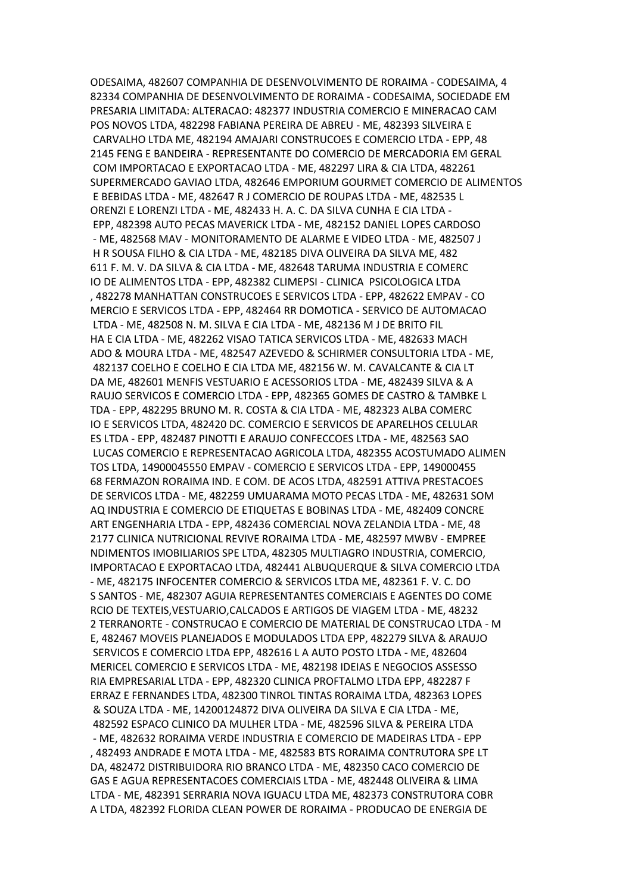ODESAIMA, 482607 COMPANHIA DE DESENVOLVIMENTO DE RORAIMA - CODESAIMA, 4 82334 COMPANHIA DE DESENVOLVIMENTO DE RORAIMA - CODESAIMA, SOCIEDADE EM PRESARIA LIMITADA: ALTERACAO: 482377 INDUSTRIA COMERCIO E MINERACAO CAM POS NOVOS LTDA, 482298 FABIANA PEREIRA DE ABREU - ME, 482393 SILVEIRA E CARVALHO LTDA ME, 482194 AMAJARI CONSTRUCOES E COMERCIO LTDA - EPP, 48 2145 FENG E BANDEIRA - REPRESENTANTE DO COMERCIO DE MERCADORIA EM GERAL COM IMPORTACAO E EXPORTACAO LTDA - ME, 482297 LIRA & CIA LTDA, 482261 SUPERMERCADO GAVIAO LTDA, 482646 EMPORIUM GOURMET COMERCIO DE ALIMENTOS E BEBIDAS LTDA - ME, 482647 R J COMERCIO DE ROUPAS LTDA - ME, 482535 L ORENZI E LORENZI LTDA - ME, 482433 H. A. C. DA SILVA CUNHA E CIA LTDA - EPP, 482398 AUTO PECAS MAVERICK LTDA - ME, 482152 DANIEL LOPES CARDOSO - ME, 482568 MAV - MONITORAMENTO DE ALARME E VIDEO LTDA - ME, 482507 J H R SOUSA FILHO & CIA LTDA - ME, 482185 DIVA OLIVEIRA DA SILVA ME, 482 611 F. M. V. DA SILVA & CIA LTDA - ME, 482648 TARUMA INDUSTRIA E COMERC IO DE ALIMENTOS LTDA - EPP, 482382 CLIMEPSI - CLINICA PSICOLOGICA LTDA , 482278 MANHATTAN CONSTRUCOES E SERVICOS LTDA - EPP, 482622 EMPAV - CO MERCIO E SERVICOS LTDA - EPP, 482464 RR DOMOTICA - SERVICO DE AUTOMACAO LTDA - ME, 482508 N. M. SILVA E CIA LTDA - ME, 482136 M J DE BRITO FIL HA E CIA LTDA - ME, 482262 VISAO TATICA SERVICOS LTDA - ME, 482633 MACH ADO & MOURA LTDA - ME, 482547 AZEVEDO & SCHIRMER CONSULTORIA LTDA - ME, 482137 COELHO E COELHO E CIA LTDA ME, 482156 W. M. CAVALCANTE & CIA LT DA ME, 482601 MENFIS VESTUARIO E ACESSORIOS LTDA - ME, 482439 SILVA & A RAUJO SERVICOS E COMERCIO LTDA - EPP, 482365 GOMES DE CASTRO & TAMBKE L TDA - EPP, 482295 BRUNO M. R. COSTA & CIA LTDA - ME, 482323 ALBA COMERC IO E SERVICOS LTDA, 482420 DC. COMERCIO E SERVICOS DE APARELHOS CELULAR ES LTDA - EPP, 482487 PINOTTI E ARAUJO CONFECCOES LTDA - ME, 482563 SAO LUCAS COMERCIO E REPRESENTACAO AGRICOLA LTDA, 482355 ACOSTUMADO ALIMEN TOS LTDA, 14900045550 EMPAV - COMERCIO E SERVICOS LTDA - EPP, 149000455 68 FERMAZON RORAIMA IND. E COM. DE ACOS LTDA, 482591 ATTIVA PRESTACOES DE SERVICOS LTDA - ME, 482259 UMUARAMA MOTO PECAS LTDA - ME, 482631 SOM AQ INDUSTRIA E COMERCIO DE ETIQUETAS E BOBINAS LTDA - ME, 482409 CONCRE ART ENGENHARIA LTDA - EPP, 482436 COMERCIAL NOVA ZELANDIA LTDA - ME, 48 2177 CLINICA NUTRICIONAL REVIVE RORAIMA LTDA - ME, 482597 MWBV - EMPREE NDIMENTOS IMOBILIARIOS SPE LTDA, 482305 MULTIAGRO INDUSTRIA, COMERCIO, IMPORTACAO E EXPORTACAO LTDA, 482441 ALBUQUERQUE & SILVA COMERCIO LTDA - ME, 482175 INFOCENTER COMERCIO & SERVICOS LTDA ME, 482361 F. V. C. DO S SANTOS - ME, 482307 AGUIA REPRESENTANTES COMERCIAIS E AGENTES DO COME RCIO DE TEXTEIS,VESTUARIO,CALCADOS E ARTIGOS DE VIAGEM LTDA - ME, 48232 2 TERRANORTE - CONSTRUCAO E COMERCIO DE MATERIAL DE CONSTRUCAO LTDA - M E, 482467 MOVEIS PLANEJADOS E MODULADOS LTDA EPP, 482279 SILVA & ARAUJO SERVICOS E COMERCIO LTDA EPP, 482616 L A AUTO POSTO LTDA - ME, 482604 MERICEL COMERCIO E SERVICOS LTDA - ME, 482198 IDEIAS E NEGOCIOS ASSESSO RIA EMPRESARIAL LTDA - EPP, 482320 CLINICA PROFTALMO LTDA EPP, 482287 F ERRAZ E FERNANDES LTDA, 482300 TINROL TINTAS RORAIMA LTDA, 482363 LOPES & SOUZA LTDA - ME, 14200124872 DIVA OLIVEIRA DA SILVA E CIA LTDA - ME, 482592 ESPACO CLINICO DA MULHER LTDA - ME, 482596 SILVA & PEREIRA LTDA - ME, 482632 RORAIMA VERDE INDUSTRIA E COMERCIO DE MADEIRAS LTDA - EPP , 482493 ANDRADE E MOTA LTDA - ME, 482583 BTS RORAIMA CONTRUTORA SPE LT DA, 482472 DISTRIBUIDORA RIO BRANCO LTDA - ME, 482350 CACO COMERCIO DE GAS E AGUA REPRESENTACOES COMERCIAIS LTDA - ME, 482448 OLIVEIRA & LIMA LTDA - ME, 482391 SERRARIA NOVA IGUACU LTDA ME, 482373 CONSTRUTORA COBR A LTDA, 482392 FLORIDA CLEAN POWER DE RORAIMA - PRODUCAO DE ENERGIA DE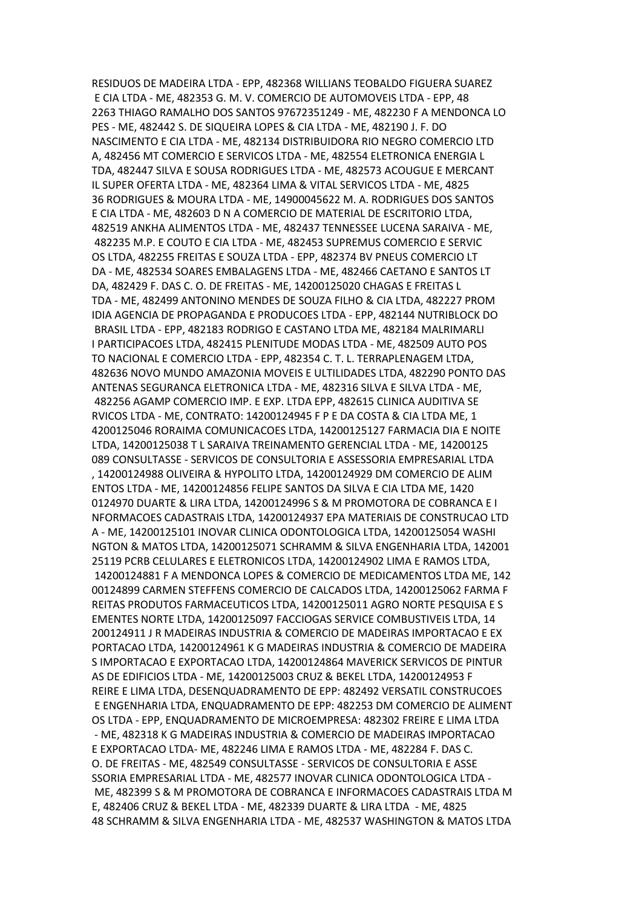RESIDUOS DE MADEIRA LTDA - EPP, 482368 WILLIANS TEOBALDO FIGUERA SUAREZ E CIA LTDA - ME, 482353 G. M. V. COMERCIO DE AUTOMOVEIS LTDA - EPP, 48 2263 THIAGO RAMALHO DOS SANTOS 97672351249 - ME, 482230 F A MENDONCA LO PES - ME, 482442 S. DE SIQUEIRA LOPES & CIA LTDA - ME, 482190 J. F. DO NASCIMENTO E CIA LTDA - ME, 482134 DISTRIBUIDORA RIO NEGRO COMERCIO LTD A, 482456 MT COMERCIO E SERVICOS LTDA - ME, 482554 ELETRONICA ENERGIA L TDA, 482447 SILVA E SOUSA RODRIGUES LTDA - ME, 482573 ACOUGUE E MERCANT IL SUPER OFERTA LTDA - ME, 482364 LIMA & VITAL SERVICOS LTDA - ME, 4825 36 RODRIGUES & MOURA LTDA - ME, 14900045622 M. A. RODRIGUES DOS SANTOS E CIA LTDA - ME, 482603 D N A COMERCIO DE MATERIAL DE ESCRITORIO LTDA, 482519 ANKHA ALIMENTOS LTDA - ME, 482437 TENNESSEE LUCENA SARAIVA - ME, 482235 M.P. E COUTO E CIA LTDA - ME, 482453 SUPREMUS COMERCIO E SERVIC OS LTDA, 482255 FREITAS E SOUZA LTDA - EPP, 482374 BV PNEUS COMERCIO LT DA - ME, 482534 SOARES EMBALAGENS LTDA - ME, 482466 CAETANO E SANTOS LT DA, 482429 F. DAS C. O. DE FREITAS - ME, 14200125020 CHAGAS E FREITAS L TDA - ME, 482499 ANTONINO MENDES DE SOUZA FILHO & CIA LTDA, 482227 PROM IDIA AGENCIA DE PROPAGANDA E PRODUCOES LTDA - EPP, 482144 NUTRIBLOCK DO BRASIL LTDA - EPP, 482183 RODRIGO E CASTANO LTDA ME, 482184 MALRIMARLI I PARTICIPACOES LTDA, 482415 PLENITUDE MODAS LTDA - ME, 482509 AUTO POS TO NACIONAL E COMERCIO LTDA - EPP, 482354 C. T. L. TERRAPLENAGEM LTDA, 482636 NOVO MUNDO AMAZONIA MOVEIS E ULTILIDADES LTDA, 482290 PONTO DAS ANTENAS SEGURANCA ELETRONICA LTDA - ME, 482316 SILVA E SILVA LTDA - ME, 482256 AGAMP COMERCIO IMP. E EXP. LTDA EPP, 482615 CLINICA AUDITIVA SE RVICOS LTDA - ME, CONTRATO: 14200124945 F P E DA COSTA & CIA LTDA ME, 1 4200125046 RORAIMA COMUNICACOES LTDA, 14200125127 FARMACIA DIA E NOITE LTDA, 14200125038 T L SARAIVA TREINAMENTO GERENCIAL LTDA - ME, 14200125 089 CONSULTASSE - SERVICOS DE CONSULTORIA E ASSESSORIA EMPRESARIAL LTDA , 14200124988 OLIVEIRA & HYPOLITO LTDA, 14200124929 DM COMERCIO DE ALIM ENTOS LTDA - ME, 14200124856 FELIPE SANTOS DA SILVA E CIA LTDA ME, 1420 0124970 DUARTE & LIRA LTDA, 14200124996 S & M PROMOTORA DE COBRANCA E I NFORMACOES CADASTRAIS LTDA, 14200124937 EPA MATERIAIS DE CONSTRUCAO LTD A - ME, 14200125101 INOVAR CLINICA ODONTOLOGICA LTDA, 14200125054 WASHI NGTON & MATOS LTDA, 14200125071 SCHRAMM & SILVA ENGENHARIA LTDA, 142001 25119 PCRB CELULARES E ELETRONICOS LTDA, 14200124902 LIMA E RAMOS LTDA, 14200124881 F A MENDONCA LOPES & COMERCIO DE MEDICAMENTOS LTDA ME, 142 00124899 CARMEN STEFFENS COMERCIO DE CALCADOS LTDA, 14200125062 FARMA F REITAS PRODUTOS FARMACEUTICOS LTDA, 14200125011 AGRO NORTE PESQUISA E S EMENTES NORTE LTDA, 14200125097 FACCIOGAS SERVICE COMBUSTIVEIS LTDA, 14 200124911 J R MADEIRAS INDUSTRIA & COMERCIO DE MADEIRAS IMPORTACAO E EX PORTACAO LTDA, 14200124961 K G MADEIRAS INDUSTRIA & COMERCIO DE MADEIRA S IMPORTACAO E EXPORTACAO LTDA, 14200124864 MAVERICK SERVICOS DE PINTUR AS DE EDIFICIOS LTDA - ME, 14200125003 CRUZ & BEKEL LTDA, 14200124953 F REIRE E LIMA LTDA, DESENQUADRAMENTO DE EPP: 482492 VERSATIL CONSTRUCOES E ENGENHARIA LTDA, ENQUADRAMENTO DE EPP: 482253 DM COMERCIO DE ALIMENT OS LTDA - EPP, ENQUADRAMENTO DE MICROEMPRESA: 482302 FREIRE E LIMA LTDA - ME, 482318 K G MADEIRAS INDUSTRIA & COMERCIO DE MADEIRAS IMPORTACAO E EXPORTACAO LTDA- ME, 482246 LIMA E RAMOS LTDA - ME, 482284 F. DAS C. O. DE FREITAS - ME, 482549 CONSULTASSE - SERVICOS DE CONSULTORIA E ASSE SSORIA EMPRESARIAL LTDA - ME, 482577 INOVAR CLINICA ODONTOLOGICA LTDA - ME, 482399 S & M PROMOTORA DE COBRANCA E INFORMACOES CADASTRAIS LTDA M E, 482406 CRUZ & BEKEL LTDA - ME, 482339 DUARTE & LIRA LTDA - ME, 4825 48 SCHRAMM & SILVA ENGENHARIA LTDA - ME, 482537 WASHINGTON & MATOS LTDA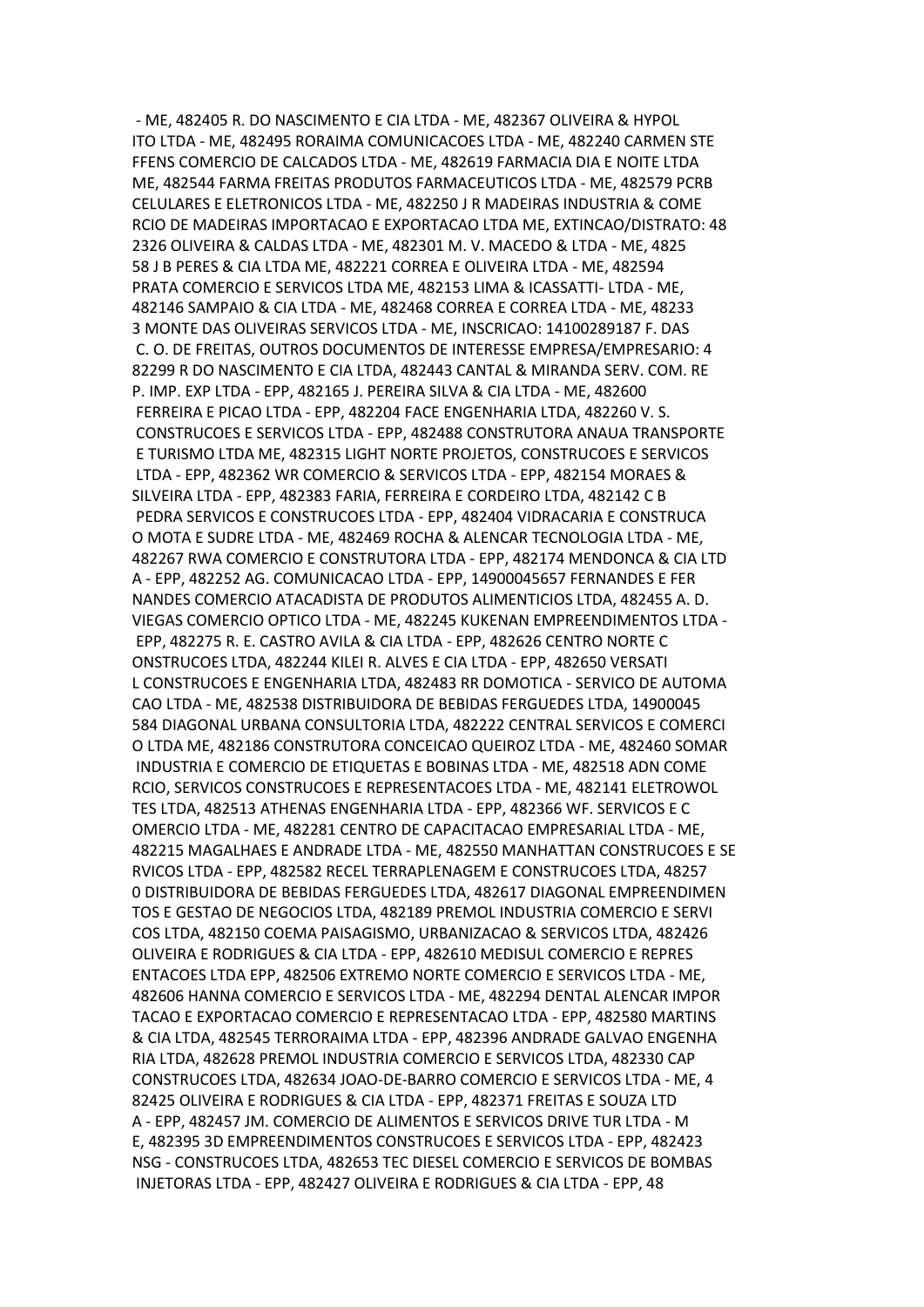- ME, 482405 R. DO NASCIMENTO E CIA LTDA - ME, 482367 OLIVEIRA & HYPOL
ITO LTDA - ME, 482495 RORAIMA COMUNICACOES LTDA - ME, 482240 CARMEN STE
FFENS COMERCIO DE CALCADOS LTDA - ME, 482619 FARMACIA DIA E NOITE LTDA
ME, 482544 FARMA FREITAS PRODUTOS FARMACEUTICOS LTDA - ME, 482579 PCRB
CELULARES E ELETRONICOS LTDA - ME, 482250 J R MADEIRAS INDUSTRIA & COME
RCIO DE MADEIRAS IMPORTACAO E EXPORTACAO LTDA ME, EXTINCAO/DISTRATO: 48
2326 OLIVEIRA & CALDAS LTDA - ME, 482301 M. V. MACEDO & LTDA - ME, 4825
58 J B PERES & CIA LTDA ME, 482221 CORREA E OLIVEIRA LTDA - ME, 482594
PRATA COMERCIO E SERVICOS LTDA ME, 482153 LIMA & ICASSATTI- LTDA - ME,
482146 SAMPAIO & CIA LTDA - ME, 482468 CORREA E CORREA LTDA - ME, 48233
3 MONTE DAS OLIVEIRAS SERVICOS LTDA - ME, INSCRICAO: 14100289187 F. DAS
C. O. DE FREITAS, OUTROS DOCUMENTOS DE INTERESSE EMPRESA/EMPRESARIO: 4
82299 R DO NASCIMENTO E CIA LTDA, 482443 CANTAL & MIRANDA SERV. COM. RE
P. IMP. EXP LTDA - EPP, 482165 J. PEREIRA SILVA & CIA LTDA - ME, 482600
FERREIRA E PICAO LTDA - EPP, 482204 FACE ENGENHARIA LTDA, 482260 V. S.
CONSTRUCOES E SERVICOS LTDA - EPP, 482488 CONSTRUTORA ANAUA TRANSPORTE
E TURISMO LTDA ME, 482315 LIGHT NORTE PROJETOS, CONSTRUCOES E SERVICOS
LTDA - EPP, 482362 WR COMERCIO & SERVICOS LTDA - EPP, 482154 MORAES &
SILVEIRA LTDA - EPP, 482383 FARIA, FERREIRA E CORDEIRO LTDA, 482142 C B
PEDRA SERVICOS E CONSTRUCOES LTDA - EPP, 482404 VIDRACARIA E CONSTRUCA
O MOTA E SUDRE LTDA - ME, 482469 ROCHA & ALENCAR TECNOLOGIA LTDA - ME,
482267 RWA COMERCIO E CONSTRUTORA LTDA - EPP, 482174 MENDONCA & CIA LTD
A - EPP, 482252 AG. COMUNICACAO LTDA - EPP, 14900045657 FERNANDES E FER
NANDES COMERCIO ATACADISTA DE PRODUTOS ALIMENTICIOS LTDA, 482455 A. D.
VIEGAS COMERCIO OPTICO LTDA - ME, 482245 KUKENAN EMPREENDIMENTOS LTDA -
EPP, 482275 R. E. CASTRO AVILA & CIA LTDA - EPP, 482626 CENTRO NORTE C
ONSTRUCOES LTDA, 482244 KILEI R. ALVES E CIA LTDA - EPP, 482650 VERSATI
L CONSTRUCOES E ENGENHARIA LTDA, 482483 RR DOMOTICA - SERVICO DE AUTOMA
CAO LTDA - ME, 482538 DISTRIBUIDORA DE BEBIDAS FERGUEDES LTDA, 14900045
584 DIAGONAL URBANA CONSULTORIA LTDA, 482222 CENTRAL SERVICOS E COMERCI
O LTDA ME, 482186 CONSTRUTORA CONCEICAO QUEIROZ LTDA - ME, 482460 SOMAR
INDUSTRIA E COMERCIO DE ETIQUETAS E BOBINAS LTDA - ME, 482518 ADN COME
RCIO, SERVICOS CONSTRUCOES E REPRESENTACOES LTDA - ME, 482141 ELETROWOL
TES LTDA, 482513 ATHENAS ENGENHARIA LTDA - EPP, 482366 WF. SERVICOS E C
OMERCIO LTDA - ME, 482281 CENTRO DE CAPACITACAO EMPRESARIAL LTDA - ME,
482215 MAGALHAES E ANDRADE LTDA - ME, 482550 MANHATTAN CONSTRUCOES E SE
RVICOS LTDA - EPP, 482582 RECEL TERRAPLENAGEM E CONSTRUCOES LTDA, 48257
0 DISTRIBUIDORA DE BEBIDAS FERGUEDES LTDA, 482617 DIAGONAL EMPREENDIMEN
TOS E GESTAO DE NEGOCIOS LTDA, 482189 PREMOL INDUSTRIA COMERCIO E SERVI
COS LTDA, 482150 COEMA PAISAGISMO, URBANIZACAO & SERVICOS LTDA, 482426
OLIVEIRA E RODRIGUES & CIA LTDA - EPP, 482610 MEDISUL COMERCIO E REPRES
ENTACOES LTDA EPP, 482506 EXTREMO NORTE COMERCIO E SERVICOS LTDA - ME,
482606 HANNA COMERCIO E SERVICOS LTDA - ME, 482294 DENTAL ALENCAR IMPOR
TACAO E EXPORTACAO COMERCIO E REPRESENTACAO LTDA - EPP, 482580 MARTINS
& CIA LTDA, 482545 TERRORAIMA LTDA - EPP, 482396 ANDRADE GALVAO ENGENHA
RIA LTDA, 482628 PREMOL INDUSTRIA COMERCIO E SERVICOS LTDA, 482330 CAP
CONSTRUCOES LTDA, 482634 JOAO-DE-BARRO COMERCIO E SERVICOS LTDA - ME, 4
82425 OLIVEIRA E RODRIGUES & CIA LTDA - EPP, 482371 FREITAS E SOUZA LTD
A - EPP, 482457 JM. COMERCIO DE ALIMENTOS E SERVICOS DRIVE TUR LTDA - M
E, 482395 3D EMPREENDIMENTOS CONSTRUCOES E SERVICOS LTDA - EPP, 482423
NSG - CONSTRUCOES LTDA, 482653 TEC DIESEL COMERCIO E SERVICOS DE BOMBAS
INJETORAS LTDA - EPP, 482427 OLIVEIRA E RODRIGUES & CIA LTDA - EPP, 48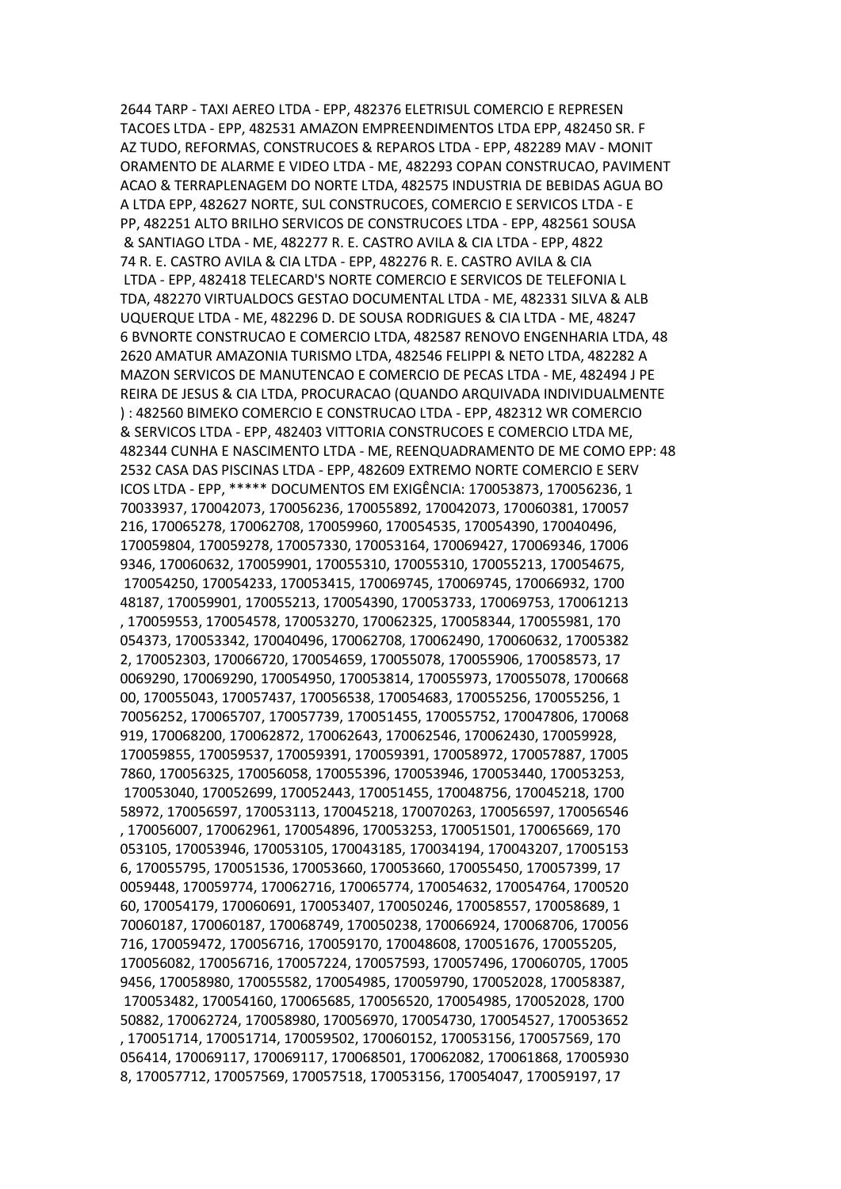2644 TARP - TAXI AEREO LTDA - EPP, 482376 ELETRISUL COMERCIO E REPRESEN TACOES LTDA - EPP, 482531 AMAZON EMPREENDIMENTOS LTDA EPP, 482450 SR. F AZ TUDO, REFORMAS, CONSTRUCOES & REPAROS LTDA - EPP, 482289 MAV - MONIT ORAMENTO DE ALARME E VIDEO LTDA - ME, 482293 COPAN CONSTRUCAO, PAVIMENT ACAO & TERRAPLENAGEM DO NORTE LTDA, 482575 INDUSTRIA DE BEBIDAS AGUA BO A LTDA EPP, 482627 NORTE, SUL CONSTRUCOES, COMERCIO E SERVICOS LTDA - E PP, 482251 ALTO BRILHO SERVICOS DE CONSTRUCOES LTDA - EPP, 482561 SOUSA & SANTIAGO LTDA - ME, 482277 R. E. CASTRO AVILA & CIA LTDA - EPP, 4822 74 R. E. CASTRO AVILA & CIA LTDA - EPP, 482276 R. E. CASTRO AVILA & CIA LTDA - EPP, 482418 TELECARD'S NORTE COMERCIO E SERVICOS DE TELEFONIA L TDA, 482270 VIRTUALDOCS GESTAO DOCUMENTAL LTDA - ME, 482331 SILVA & ALB UQUERQUE LTDA - ME, 482296 D. DE SOUSA RODRIGUES & CIA LTDA - ME, 48247 6 BVNORTE CONSTRUCAO E COMERCIO LTDA, 482587 RENOVO ENGENHARIA LTDA, 48 2620 AMATUR AMAZONIA TURISMO LTDA, 482546 FELIPPI & NETO LTDA, 482282 A MAZON SERVICOS DE MANUTENCAO E COMERCIO DE PECAS LTDA - ME, 482494 J PE REIRA DE JESUS & CIA LTDA, PROCURACAO (QUANDO ARQUIVADA INDIVIDUALMENTE ) : 482560 BIMEKO COMERCIO E CONSTRUCAO LTDA - EPP, 482312 WR COMERCIO & SERVICOS LTDA - EPP, 482403 VITTORIA CONSTRUCOES E COMERCIO LTDA ME, 482344 CUNHA E NASCIMENTO LTDA - ME, REENQUADRAMENTO DE ME COMO EPP: 48 2532 CASA DAS PISCINAS LTDA - EPP, 482609 EXTREMO NORTE COMERCIO E SERV ICOS LTDA - EPP, ***** DOCUMENTOS EM EXIGÊNCIA: 170053873, 170056236, 1 70033937, 170042073, 170056236, 170055892, 170042073, 170060381, 170057 216, 170065278, 170062708, 170059960, 170054535, 170054390, 170040496, 170059804, 170059278, 170057330, 170053164, 170069427, 170069346, 17006 9346, 170060632, 170059901, 170055310, 170055310, 170055213, 170054675, 170054250, 170054233, 170053415, 170069745, 170069745, 170066932, 1700 48187, 170059901, 170055213, 170054390, 170053733, 170069753, 170061213 , 170059553, 170054578, 170053270, 170062325, 170058344, 170055981, 170 054373, 170053342, 170040496, 170062708, 170062490, 170060632, 17005382 2, 170052303, 170066720, 170054659, 170055078, 170055906, 170058573, 17 0069290, 170069290, 170054950, 170053814, 170055973, 170055078, 1700668 00, 170055043, 170057437, 170056538, 170054683, 170055256, 170055256, 1 70056252, 170065707, 170057739, 170051455, 170055752, 170047806, 170068 919, 170068200, 170062872, 170062643, 170062546, 170062430, 170059928, 170059855, 170059537, 170059391, 170059391, 170058972, 170057887, 17005 7860, 170056325, 170056058, 170055396, 170053946, 170053440, 170053253, 170053040, 170052699, 170052443, 170051455, 170048756, 170045218, 1700 58972, 170056597, 170053113, 170045218, 170070263, 170056597, 170056546 , 170056007, 170062961, 170054896, 170053253, 170051501, 170065669, 170 053105, 170053946, 170053105, 170043185, 170034194, 170043207, 17005153 6, 170055795, 170051536, 170053660, 170053660, 170055450, 170057399, 17 0059448, 170059774, 170062716, 170065774, 170054632, 170054764, 1700520 60, 170054179, 170060691, 170053407, 170050246, 170058557, 170058689, 1 70060187, 170060187, 170068749, 170050238, 170066924, 170068706, 170056 716, 170059472, 170056716, 170059170, 170048608, 170051676, 170055205, 170056082, 170056716, 170057224, 170057593, 170057496, 170060705, 17005 9456, 170058980, 170055582, 170054985, 170059790, 170052028, 170058387, 170053482, 170054160, 170065685, 170056520, 170054985, 170052028, 1700 50882, 170062724, 170058980, 170056970, 170054730, 170054527, 170053652 , 170051714, 170051714, 170059502, 170060152, 170053156, 170057569, 170 056414, 170069117, 170069117, 170068501, 170062082, 170061868, 17005930 8, 170057712, 170057569, 170057518, 170053156, 170054047, 170059197, 17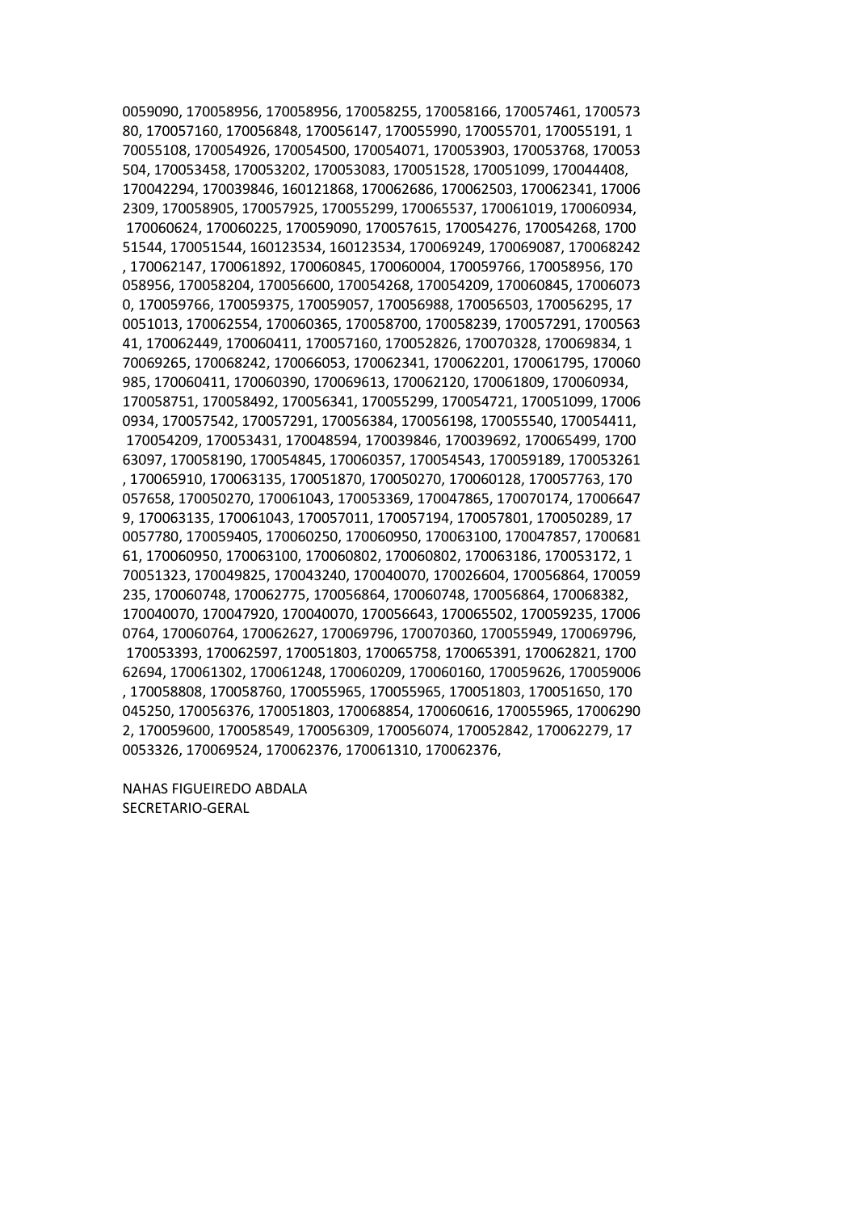0059090, 170058956, 170058956, 170058255, 170058166, 170057461, 170057380, 170057160, 170056848, 170056147, 170055990, 170055701, 170055191, 170055108, 170054926, 170054500, 170054071, 170053903, 170053768, 170053504, 170053458, 170053202, 170053083, 170051528, 170051099, 170044408, 170042294, 170039846, 160121868, 170062686, 170062503, 170062341, 170062309, 170058905, 170057925, 170055299, 170065537, 170061019, 170060934, 170060624, 170060225, 170059090, 170057615, 170054276, 170054268, 170051544, 170051544, 160123534, 160123534, 170069249, 170069087, 170068242, 170062147, 170061892, 170060845, 170060004, 170059766, 170058956, 170058956, 170058204, 170056600, 170054268, 170054209, 170060845, 170060730, 170059766, 170059375, 170059057, 170056988, 170056503, 170056295, 170051013, 170062554, 170060365, 170058700, 170058239, 170057291, 170056341, 170062449, 170060411, 170057160, 170052826, 170070328, 170069834, 170069265, 170068242, 170066053, 170062341, 170062201, 170061795, 170060985, 170060411, 170060390, 170069613, 170062120, 170061809, 170060934, 170058751, 170058492, 170056341, 170055299, 170054721, 170051099, 170060934, 170057542, 170057291, 170056384, 170056198, 170055540, 170054411, 170054209, 170053431, 170048594, 170039846, 170039692, 170065499, 170063097, 170058190, 170054845, 170060357, 170054543, 170059189, 170053261, 170065910, 170063135, 170051870, 170050270, 170060128, 170057763, 170057658, 170050270, 170061043, 170053369, 170047865, 170070174, 170066479, 170063135, 170061043, 170057011, 170057194, 170057801, 170050289, 170057780, 170059405, 170060250, 170060950, 170063100, 170047857, 170068161, 170060950, 170063100, 170060802, 170060802, 170063186, 170053172, 170051323, 170049825, 170043240, 170040070, 170026604, 170056864, 170059235, 170060748, 170062775, 170056864, 170060748, 170056864, 170068382, 170040070, 170047920, 170040070, 170056643, 170065502, 170059235, 170060764, 170060764, 170062627, 170069796, 170070360, 170055949, 170069796, 170053393, 170062597, 170051803, 170065758, 170065391, 170062821, 170062694, 170061302, 170061248, 170060209, 170060160, 170059626, 170059006, 170058808, 170058760, 170055965, 170055965, 170051803, 170051650, 170045250, 170056376, 170051803, 170068854, 170060616, 170055965, 170062902, 170059600, 170058549, 170056309, 170056074, 170052842, 170062279, 170053326, 170069524, 170062376, 170061310, 170062376,

NAHAS FIGUEIREDO ABDALA
SECRETARIO-GERAL